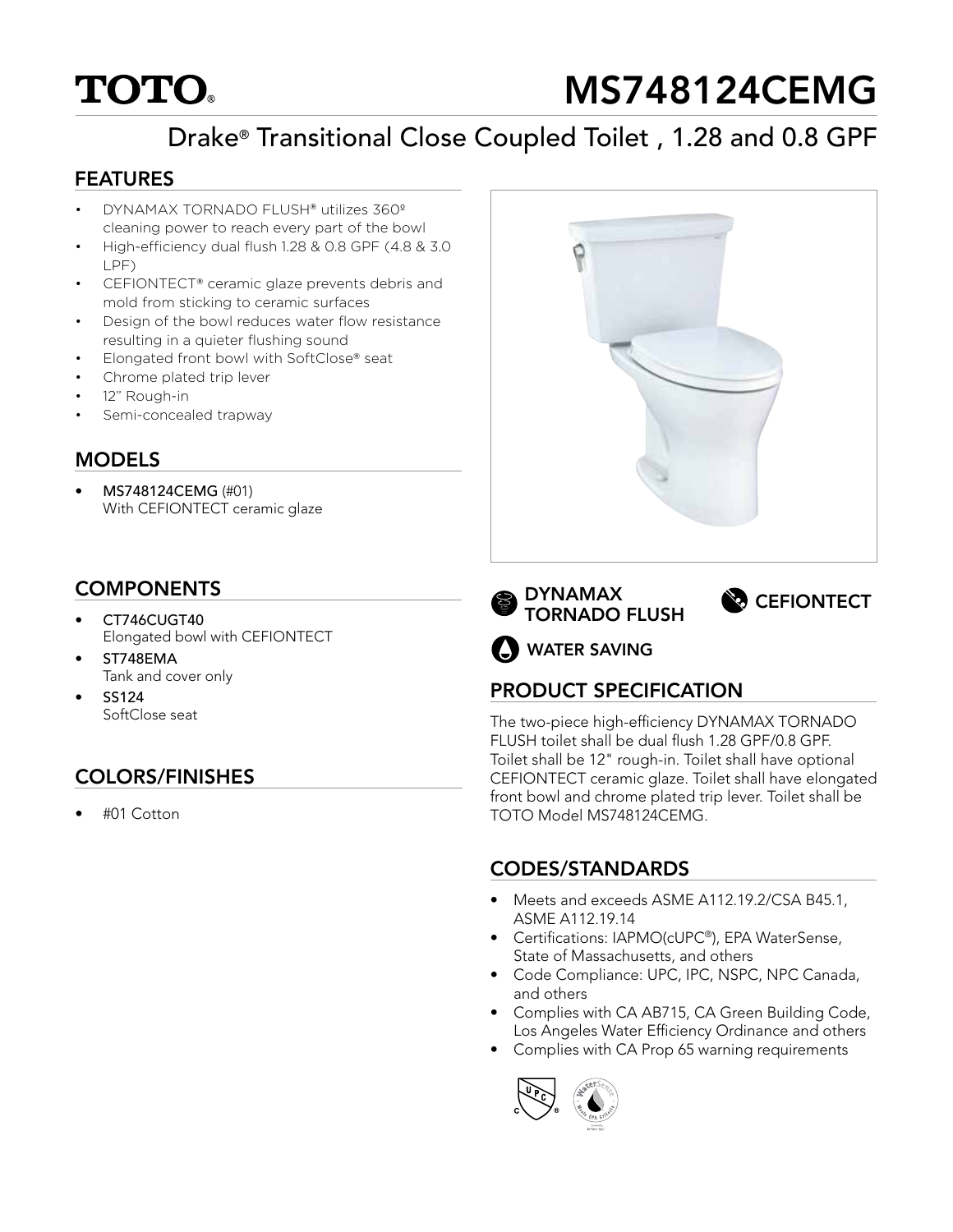# TOTO®

# MS748124CEMG

## Drake® Transitional Close Coupled Toilet , 1.28 and 0.8 GPF

### FEATURES

- DYNAMAX TORNADO FLUSH® utilizes 360º cleaning power to reach every part of the bowl
- High-efficiency dual flush 1.28 & 0.8 GPF (4.8 & 3.0 LPF)
- CEFIONTECT® ceramic glaze prevents debris and mold from sticking to ceramic surfaces
- Design of the bowl reduces water flow resistance resulting in a quieter flushing sound
- Elongated front bowl with SoftClose® seat
- Chrome plated trip lever
- 12" Rough-in
- Semi-concealed trapway

### MODELS

- **MS748124CEMG** (#01)
  With CEFIONTECT ceramic glaze

### COMPONENTS

- **CT746CUGT40**
  Elongated bowl with CEFIONTECT
- **ST748EMA**
  Tank and cover only
- **SS124**
  SoftClose seat

### COLORS/FINISHES

- #01 Cotton

**DYNAMAX TORNADO FLUSH**

**CEFIONTECT**

**WATER SAVING**

### PRODUCT SPECIFICATION

The two-piece high-efficiency DYNAMAX TORNADO FLUSH toilet shall be dual flush 1.28 GPF/0.8 GPF. Toilet shall be 12" rough-in. Toilet shall have optional CEFIONTECT ceramic glaze. Toilet shall have elongated front bowl and chrome plated trip lever. Toilet shall be TOTO Model MS748124CEMG.

### CODES/STANDARDS

- Meets and exceeds ASME A112.19.2/CSA B45.1, ASME A112.19.14
- Certifications: IAPMO(cUPC®), EPA WaterSense, State of Massachusetts, and others
- Code Compliance: UPC, IPC, NSPC, NPC Canada, and others
- Complies with CA AB715, CA Green Building Code, Los Angeles Water Efficiency Ordinance and others
- Complies with CA Prop 65 warning requirements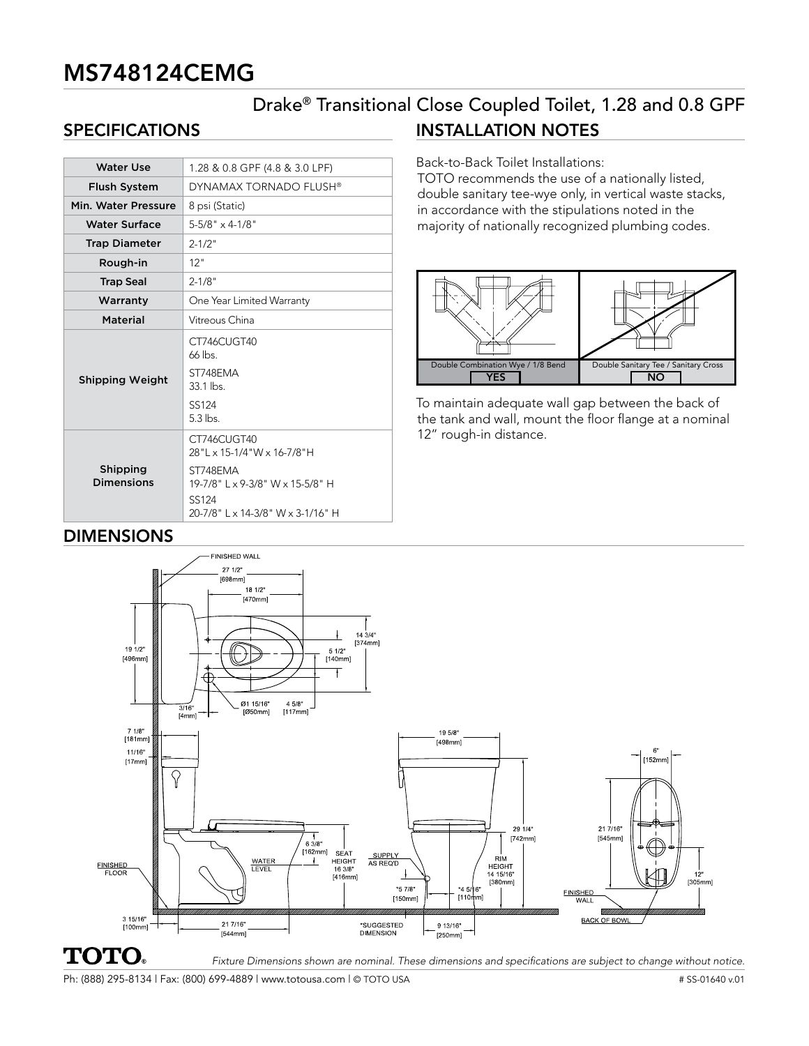# MS748124CEMG

## Drake® Transitional Close Coupled Toilet, 1.28 and 0.8 GPF

## SPECIFICATIONS

| | |
|---|---|
| Water Use | 1.28 & 0.8 GPF (4.8 & 3.0 LPF) |
| Flush System | DYNAMAX TORNADO FLUSH® |
| Min. Water Pressure | 8 psi (Static) |
| Water Surface | 5-5/8" x 4-1/8" |
| Trap Diameter | 2-1/2" |
| Rough-in | 12" |
| Trap Seal | 2-1/8" |
| Warranty | One Year Limited Warranty |
| Material | Vitreous China |
| Shipping Weight | CT746CUGT40 66 lbs. ST748EMA 33.1 lbs. SS124 5.3 lbs. |
| Shipping Dimensions | CT746CUGT40 28"L x 15-1/4"W x 16-7/8"H ST748EMA 19-7/8" L x 9-3/8" W x 15-5/8" H SS124 20-7/8" L x 14-3/8" W x 3-1/16" H |

## INSTALLATION NOTES

Back-to-Back Toilet Installations:
TOTO recommends the use of a nationally listed, double sanitary tee-wye only, in vertical waste stacks, in accordance with the stipulations noted in the majority of nationally recognized plumbing codes.

Double Combination Wye / 1/8 Bend
YES

Double Sanitary Tee / Sanitary Cross
NO

To maintain adequate wall gap between the back of the tank and wall, mount the floor flange at a nominal 12" rough-in distance.

## DIMENSIONS

FINISHED WALL
27 1/2" [698mm]
18 1/2" [470mm]
14 3/4" [374mm]
5 1/2" [140mm]
19 1/2" [496mm]
3/16" [4mm]
Ø1 15/16" [Ø50mm]
4 5/8" [117mm]
7 1/8" [181mm]
11/16" [17mm]
19 5/8" [498mm]
6" [152mm]
29 1/4" [742mm]
21 7/16" [545mm]
6 3/8" [162mm]
SEAT HEIGHT 16 3/8" [416mm]
WATER LEVEL
SUPPLY AS REQ'D
RIM HEIGHT 14 15/16" [380mm]
12" [305mm]
FINISHED FLOOR
*5 7/8" [150mm]
*4 5/16" [110mm]
FINISHED WALL
BACK OF BOWL
3 15/16" [100mm]
21 7/16" [544mm]
*SUGGESTED DIMENSION
9 13/16" [250mm]

*Fixture Dimensions shown are nominal. These dimensions and specifications are subject to change without notice.*

TOTO®

Ph: (888) 295-8134 | Fax: (800) 699-4889 | www.totousa.com | © TOTO USA

# SS-01640 v.01